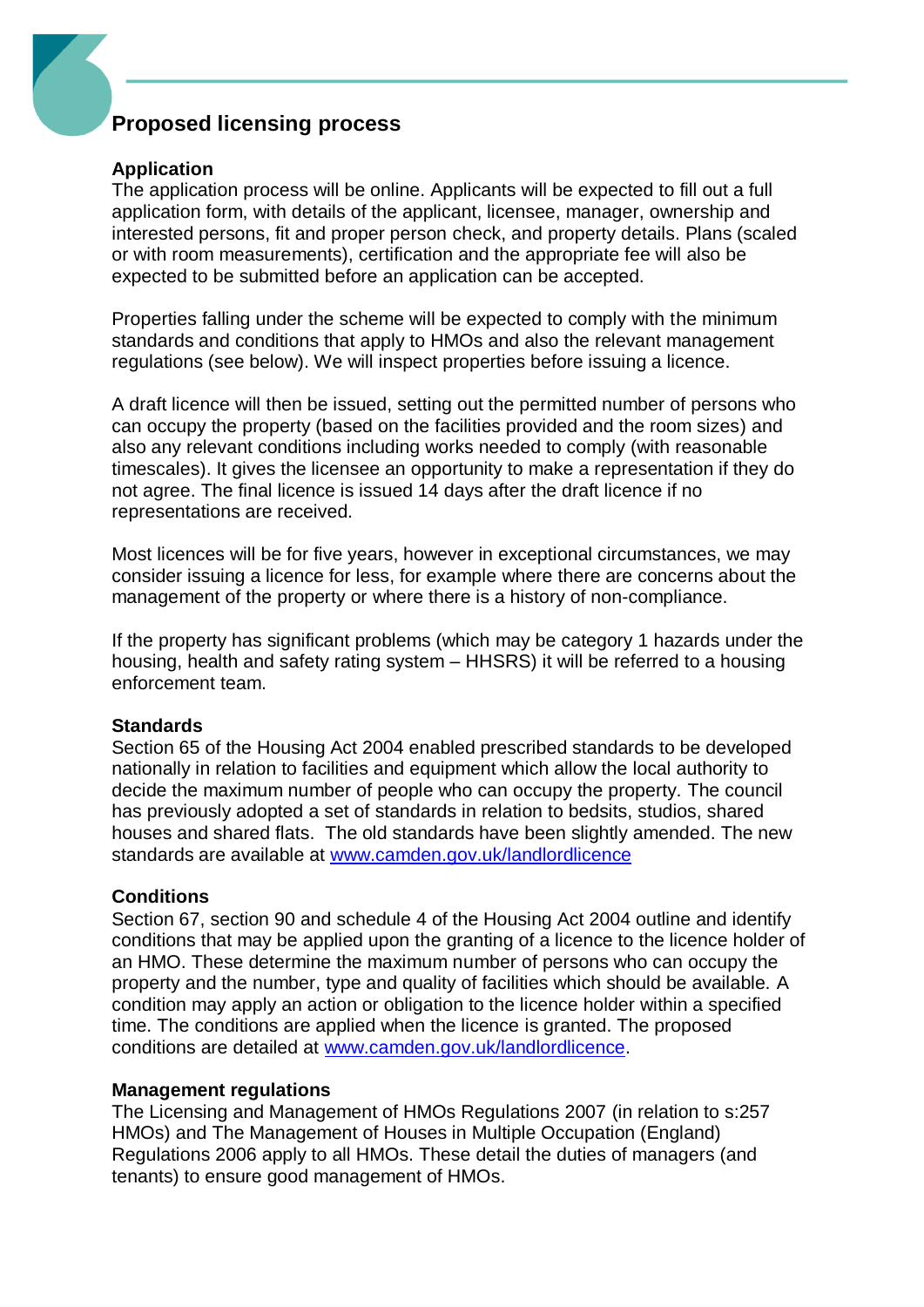# Proposed licensing process

## Application

The application process will be online. Applicants will be expected to fill out a full application form, with details of the applicant, licensee, manager, ownership and interested persons, fit and proper person check, and property details. Plans (scaled or with room measurements), certification and the appropriate fee will also be expected to be submitted before an application can be accepted.

Properties falling under the scheme will be expected to comply with the minimum standards and conditions that apply to HMOs and also the relevant management regulations (see below). We will inspect properties before issuing a licence.

A draft licence will then be issued, setting out the permitted number of persons who can occupy the property (based on the facilities provided and the room sizes) and also any relevant conditions including works needed to comply (with reasonable timescales). It gives the licensee an opportunity to make a representation if they do not agree. The final licence is issued 14 days after the draft licence if no representations are received.

Most licences will be for five years, however in exceptional circumstances, we may consider issuing a licence for less, for example where there are concerns about the management of the property or where there is a history of non-compliance.

If the property has significant problems (which may be category 1 hazards under the housing, health and safety rating system – HHSRS) it will be referred to a housing enforcement team.

## Standards

Section 65 of the Housing Act 2004 enabled prescribed standards to be developed nationally in relation to facilities and equipment which allow the local authority to decide the maximum number of people who can occupy the property. The council has previously adopted a set of standards in relation to bedsits, studios, shared houses and shared flats. The old standards have been slightly amended. The new standards are available at [www.camden.gov.uk/landlordlicence](http://www.camden.gov.uk/landlordlicence)

## Conditions

Section 67, section 90 and schedule 4 of the Housing Act 2004 outline and identify conditions that may be applied upon the granting of a licence to the licence holder of an HMO. These determine the maximum number of persons who can occupy the property and the number, type and quality of facilities which should be available. A condition may apply an action or obligation to the licence holder within a specified time. The conditions are applied when the licence is granted. The proposed conditions are detailed at [www.camden.gov.uk/landlordlicence](http://www.camden.gov.uk/landlordlicence).

## Management regulations

The Licensing and Management of HMOs Regulations 2007 (in relation to s:257 HMOs) and The Management of Houses in Multiple Occupation (England) Regulations 2006 apply to all HMOs. These detail the duties of managers (and tenants) to ensure good management of HMOs.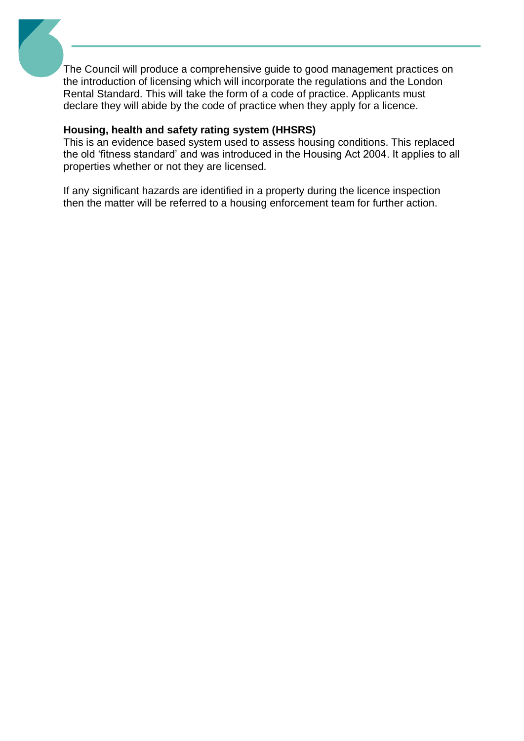The Council will produce a comprehensive guide to good management practices on the introduction of licensing which will incorporate the regulations and the London Rental Standard. This will take the form of a code of practice. Applicants must declare they will abide by the code of practice when they apply for a licence.

**Housing, health and safety rating system (HHSRS)**

This is an evidence based system used to assess housing conditions. This replaced the old 'fitness standard' and was introduced in the Housing Act 2004. It applies to all properties whether or not they are licensed.

If any significant hazards are identified in a property during the licence inspection then the matter will be referred to a housing enforcement team for further action.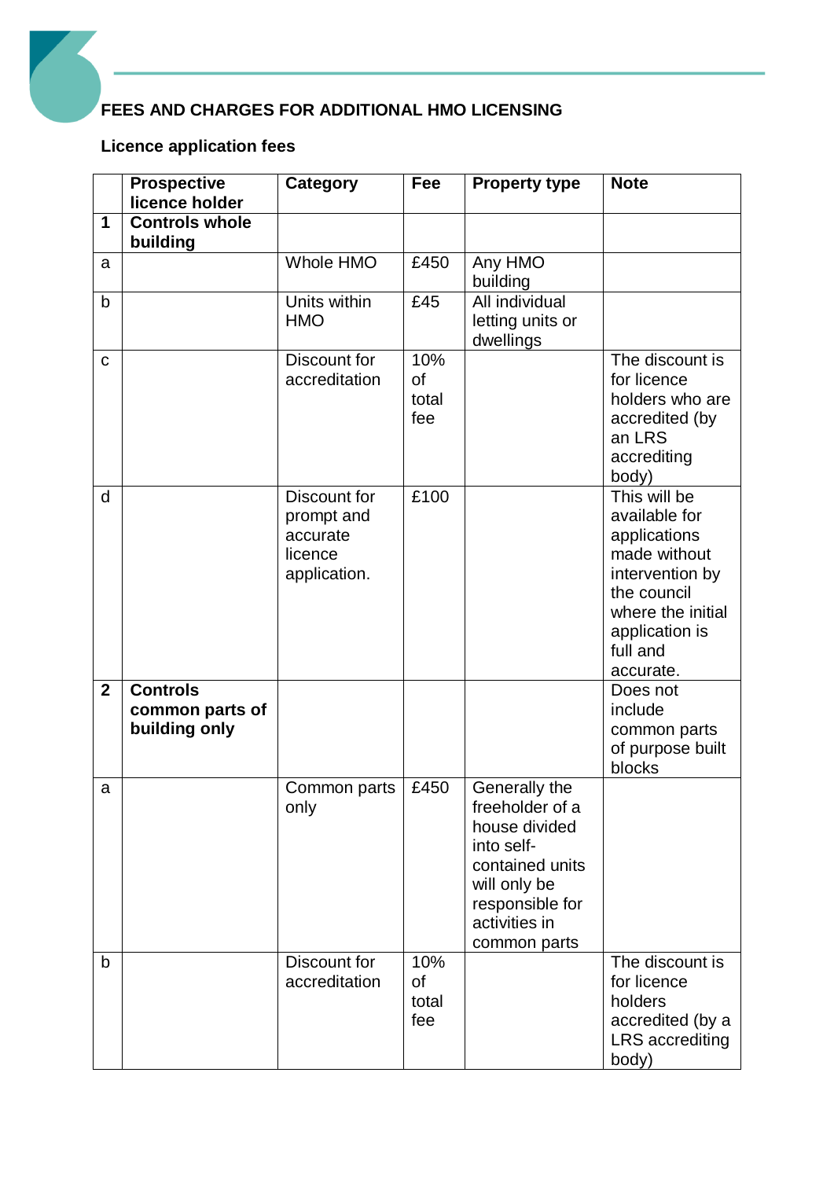## FEES AND CHARGES FOR ADDITIONAL HMO LICENSING

### Licence application fees

| | Prospective licence holder | Category | Fee | Property type | Note |
|---|---|---|---|---|---|
| **1** | **Controls whole building** | | | | |
| a | | Whole HMO | £450 | Any HMO building | |
| b | | Units within HMO | £45 | All individual letting units or dwellings | |
| c | | Discount for accreditation | 10% of total fee | | The discount is for licence holders who are accredited (by an LRS accrediting body) |
| d | | Discount for prompt and accurate licence application. | £100 | | This will be available for applications made without intervention by the council where the initial application is full and accurate. |
| **2** | **Controls common parts of building only** | | | | Does not include common parts of purpose built blocks |
| a | | Common parts only | £450 | Generally the freeholder of a house divided into self-contained units will only be responsible for activities in common parts | |
| b | | Discount for accreditation | 10% of total fee | | The discount is for licence holders accredited (by a LRS accrediting body) |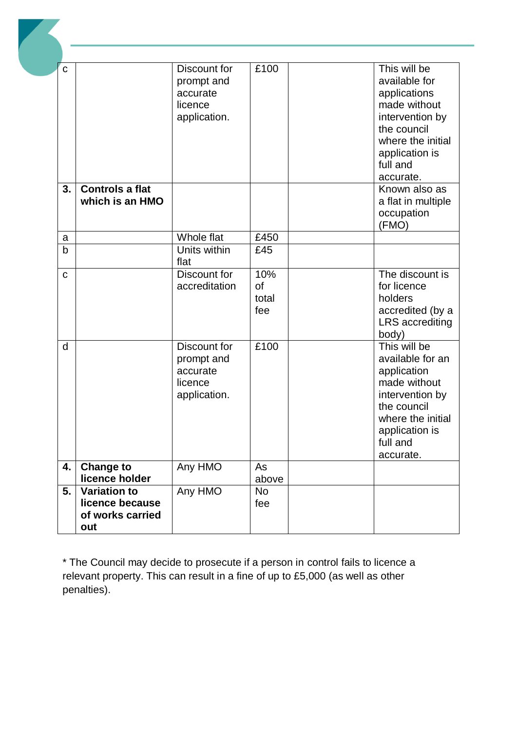| | | | | | |
|---|---|---|---|---|---|
| c | | Discount for prompt and accurate licence application. | £100 | | This will be available for applications made without intervention by the council where the initial application is full and accurate. |
| **3.** | **Controls a flat which is an HMO** | | | | Known also as a flat in multiple occupation (FMO) |
| a | | Whole flat | £450 | | |
| b | | Units within flat | £45 | | |
| c | | Discount for accreditation | 10% of total fee | | The discount is for licence holders accredited (by a LRS accrediting body) |
| d | | Discount for prompt and accurate licence application. | £100 | | This will be available for an application made without intervention by the council where the initial application is full and accurate. |
| **4.** | **Change to licence holder** | Any HMO | As above | | |
| **5.** | **Variation to licence because of works carried out** | Any HMO | No fee | | |

* The Council may decide to prosecute if a person in control fails to licence a relevant property. This can result in a fine of up to £5,000 (as well as other penalties).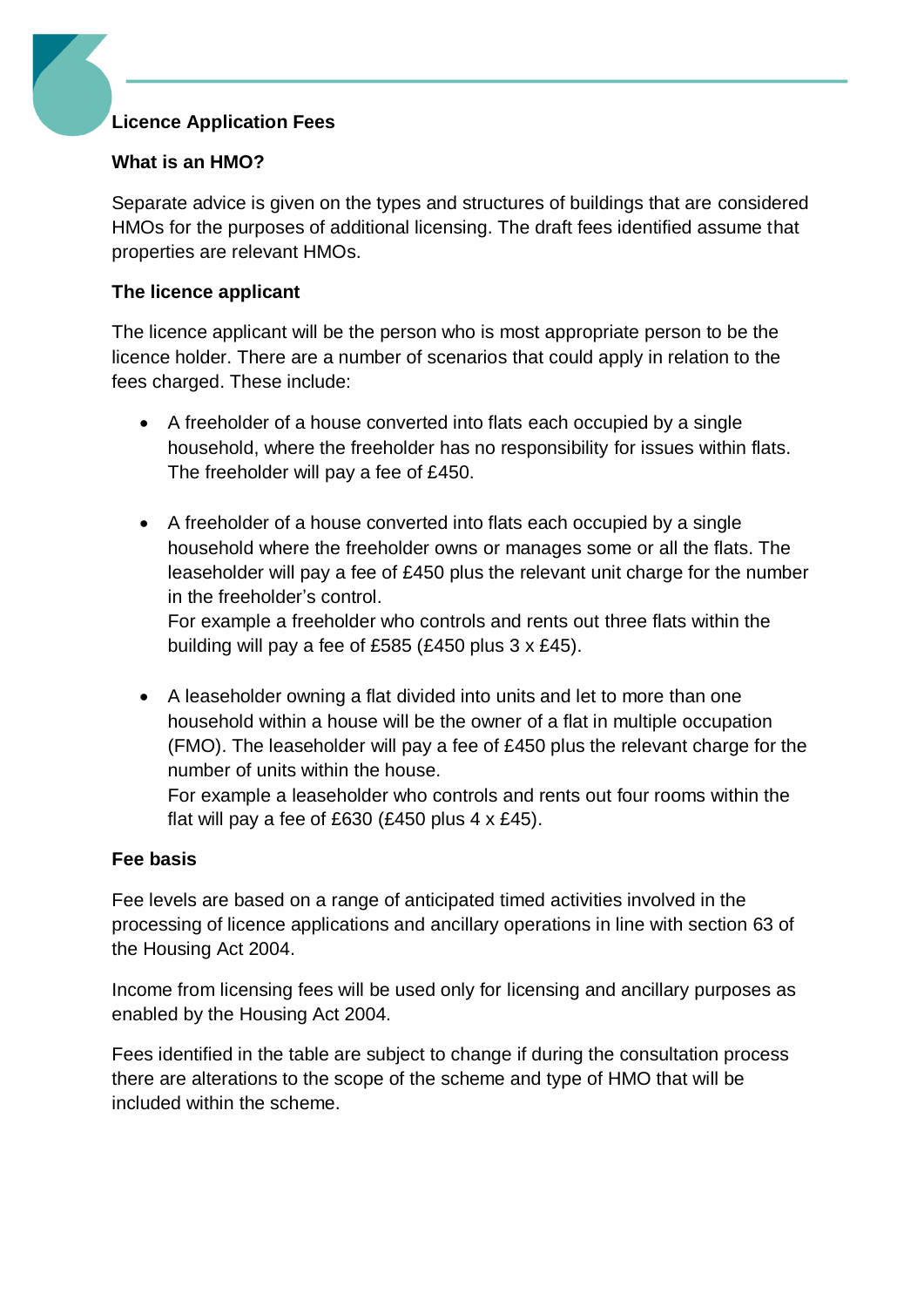## Licence Application Fees

### What is an HMO?

Separate advice is given on the types and structures of buildings that are considered HMOs for the purposes of additional licensing. The draft fees identified assume that properties are relevant HMOs.

### The licence applicant

The licence applicant will be the person who is most appropriate person to be the licence holder. There are a number of scenarios that could apply in relation to the fees charged. These include:

- A freeholder of a house converted into flats each occupied by a single household, where the freeholder has no responsibility for issues within flats. The freeholder will pay a fee of £450.

- A freeholder of a house converted into flats each occupied by a single household where the freeholder owns or manages some or all the flats. The leaseholder will pay a fee of £450 plus the relevant unit charge for the number in the freeholder's control.
  For example a freeholder who controls and rents out three flats within the building will pay a fee of £585 (£450 plus 3 x £45).

- A leaseholder owning a flat divided into units and let to more than one household within a house will be the owner of a flat in multiple occupation (FMO). The leaseholder will pay a fee of £450 plus the relevant charge for the number of units within the house.
  For example a leaseholder who controls and rents out four rooms within the flat will pay a fee of £630 (£450 plus 4 x £45).

### Fee basis

Fee levels are based on a range of anticipated timed activities involved in the processing of licence applications and ancillary operations in line with section 63 of the Housing Act 2004.

Income from licensing fees will be used only for licensing and ancillary purposes as enabled by the Housing Act 2004.

Fees identified in the table are subject to change if during the consultation process there are alterations to the scope of the scheme and type of HMO that will be included within the scheme.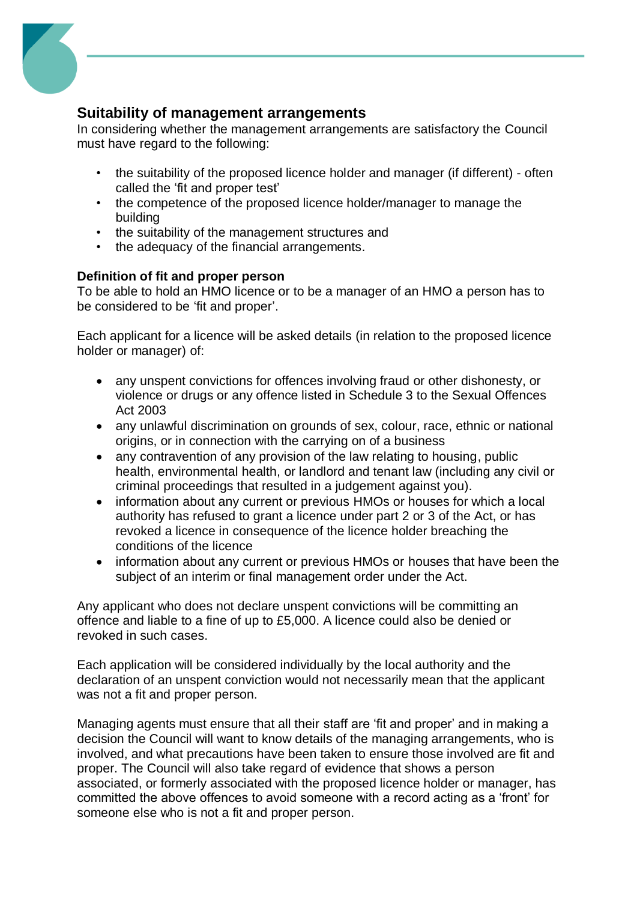## Suitability of management arrangements

In considering whether the management arrangements are satisfactory the Council must have regard to the following:

- the suitability of the proposed licence holder and manager (if different) - often called the 'fit and proper test'
- the competence of the proposed licence holder/manager to manage the building
- the suitability of the management structures and
- the adequacy of the financial arrangements.

### Definition of fit and proper person

To be able to hold an HMO licence or to be a manager of an HMO a person has to be considered to be 'fit and proper'.

Each applicant for a licence will be asked details (in relation to the proposed licence holder or manager) of:

- any unspent convictions for offences involving fraud or other dishonesty, or violence or drugs or any offence listed in Schedule 3 to the Sexual Offences Act 2003
- any unlawful discrimination on grounds of sex, colour, race, ethnic or national origins, or in connection with the carrying on of a business
- any contravention of any provision of the law relating to housing, public health, environmental health, or landlord and tenant law (including any civil or criminal proceedings that resulted in a judgement against you).
- information about any current or previous HMOs or houses for which a local authority has refused to grant a licence under part 2 or 3 of the Act, or has revoked a licence in consequence of the licence holder breaching the conditions of the licence
- information about any current or previous HMOs or houses that have been the subject of an interim or final management order under the Act.

Any applicant who does not declare unspent convictions will be committing an offence and liable to a fine of up to £5,000. A licence could also be denied or revoked in such cases.

Each application will be considered individually by the local authority and the declaration of an unspent conviction would not necessarily mean that the applicant was not a fit and proper person.

Managing agents must ensure that all their staff are 'fit and proper' and in making a decision the Council will want to know details of the managing arrangements, who is involved, and what precautions have been taken to ensure those involved are fit and proper. The Council will also take regard of evidence that shows a person associated, or formerly associated with the proposed licence holder or manager, has committed the above offences to avoid someone with a record acting as a 'front' for someone else who is not a fit and proper person.